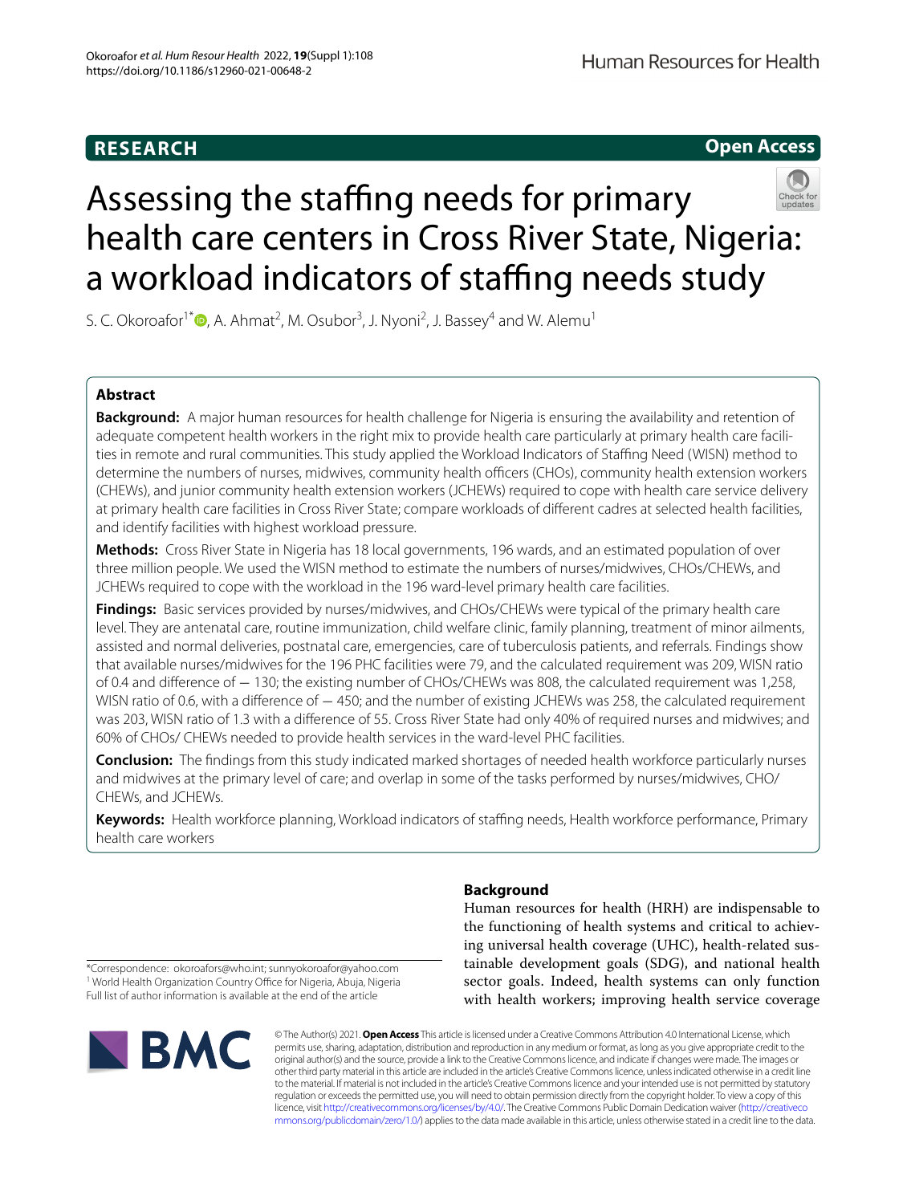RESEARCH

Open Access

# Assessing the staffing needs for primary health care centers in Cross River State, Nigeria: a workload indicators of staffing needs study

S. C. Okoroafor[1*], A. Ahmat[2], M. Osubor[3], J. Nyoni[2], J. Bassey[4] and W. Alemu[1]

## Abstract

**Background:** A major human resources for health challenge for Nigeria is ensuring the availability and retention of adequate competent health workers in the right mix to provide health care particularly at primary health care facilities in remote and rural communities. This study applied the Workload Indicators of Staffing Need (WISN) method to determine the numbers of nurses, midwives, community health officers (CHOs), community health extension workers (CHEWs), and junior community health extension workers (JCHEWs) required to cope with health care service delivery at primary health care facilities in Cross River State; compare workloads of different cadres at selected health facilities, and identify facilities with highest workload pressure.

**Methods:** Cross River State in Nigeria has 18 local governments, 196 wards, and an estimated population of over three million people. We used the WISN method to estimate the numbers of nurses/midwives, CHOs/CHEWs, and JCHEWs required to cope with the workload in the 196 ward-level primary health care facilities.

**Findings:** Basic services provided by nurses/midwives, and CHOs/CHEWs were typical of the primary health care level. They are antenatal care, routine immunization, child welfare clinic, family planning, treatment of minor ailments, assisted and normal deliveries, postnatal care, emergencies, care of tuberculosis patients, and referrals. Findings show that available nurses/midwives for the 196 PHC facilities were 79, and the calculated requirement was 209, WISN ratio of 0.4 and difference of − 130; the existing number of CHOs/CHEWs was 808, the calculated requirement was 1,258, WISN ratio of 0.6, with a difference of − 450; and the number of existing JCHEWs was 258, the calculated requirement was 203, WISN ratio of 1.3 with a difference of 55. Cross River State had only 40% of required nurses and midwives; and 60% of CHOs/ CHEWs needed to provide health services in the ward-level PHC facilities.

**Conclusion:** The findings from this study indicated marked shortages of needed health workforce particularly nurses and midwives at the primary level of care; and overlap in some of the tasks performed by nurses/midwives, CHO/ CHEWs, and JCHEWs.

**Keywords:** Health workforce planning, Workload indicators of staffing needs, Health workforce performance, Primary health care workers

*Correspondence: okoroafors@who.int; sunnyokoroafor@yahoo.com
[1] World Health Organization Country Office for Nigeria, Abuja, Nigeria
Full list of author information is available at the end of the article

## Background

Human resources for health (HRH) are indispensable to the functioning of health systems and critical to achieving universal health coverage (UHC), health-related sustainable development goals (SDG), and national health sector goals. Indeed, health systems can only function with health workers; improving health service coverage

© The Author(s) 2021. **Open Access** This article is licensed under a Creative Commons Attribution 4.0 International License, which permits use, sharing, adaptation, distribution and reproduction in any medium or format, as long as you give appropriate credit to the original author(s) and the source, provide a link to the Creative Commons licence, and indicate if changes were made. The images or other third party material in this article are included in the article's Creative Commons licence, unless indicated otherwise in a credit line to the material. If material is not included in the article's Creative Commons licence and your intended use is not permitted by statutory regulation or exceeds the permitted use, you will need to obtain permission directly from the copyright holder. To view a copy of this licence, visit http://creativecommons.org/licenses/by/4.0/. The Creative Commons Public Domain Dedication waiver (http://creativecommons.org/publicdomain/zero/1.0/) applies to the data made available in this article, unless otherwise stated in a credit line to the data.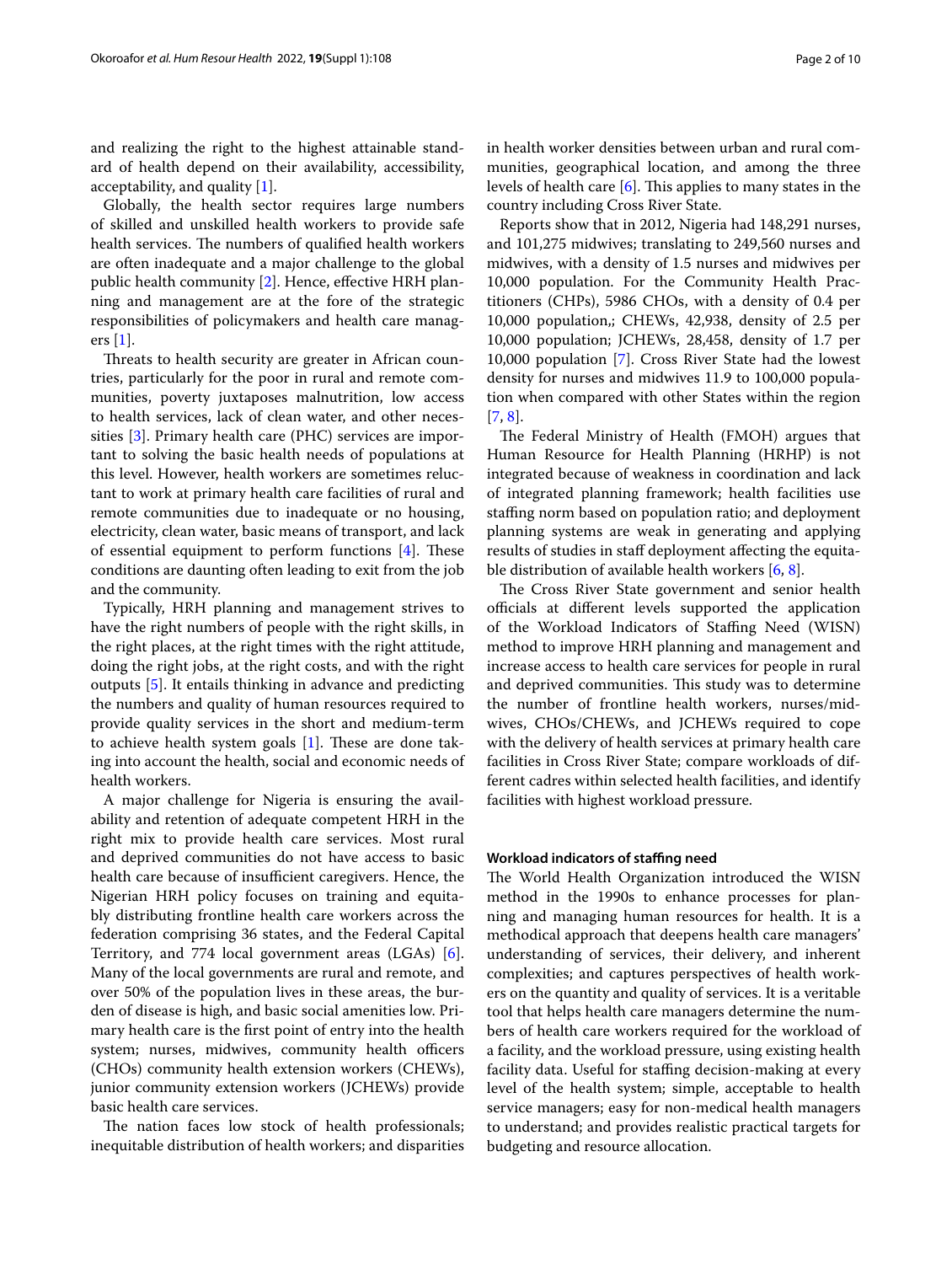and realizing the right to the highest attainable standard of health depend on their availability, accessibility, acceptability, and quality [1].

Globally, the health sector requires large numbers of skilled and unskilled health workers to provide safe health services. The numbers of qualified health workers are often inadequate and a major challenge to the global public health community [2]. Hence, effective HRH planning and management are at the fore of the strategic responsibilities of policymakers and health care managers [1].

Threats to health security are greater in African countries, particularly for the poor in rural and remote communities, poverty juxtaposes malnutrition, low access to health services, lack of clean water, and other necessities [3]. Primary health care (PHC) services are important to solving the basic health needs of populations at this level. However, health workers are sometimes reluctant to work at primary health care facilities of rural and remote communities due to inadequate or no housing, electricity, clean water, basic means of transport, and lack of essential equipment to perform functions [4]. These conditions are daunting often leading to exit from the job and the community.

Typically, HRH planning and management strives to have the right numbers of people with the right skills, in the right places, at the right times with the right attitude, doing the right jobs, at the right costs, and with the right outputs [5]. It entails thinking in advance and predicting the numbers and quality of human resources required to provide quality services in the short and medium-term to achieve health system goals [1]. These are done taking into account the health, social and economic needs of health workers.

A major challenge for Nigeria is ensuring the availability and retention of adequate competent HRH in the right mix to provide health care services. Most rural and deprived communities do not have access to basic health care because of insufficient caregivers. Hence, the Nigerian HRH policy focuses on training and equitably distributing frontline health care workers across the federation comprising 36 states, and the Federal Capital Territory, and 774 local government areas (LGAs) [6]. Many of the local governments are rural and remote, and over 50% of the population lives in these areas, the burden of disease is high, and basic social amenities low. Primary health care is the first point of entry into the health system; nurses, midwives, community health officers (CHOs) community health extension workers (CHEWs), junior community extension workers (JCHEWs) provide basic health care services.

The nation faces low stock of health professionals; inequitable distribution of health workers; and disparities in health worker densities between urban and rural communities, geographical location, and among the three levels of health care [6]. This applies to many states in the country including Cross River State.

Reports show that in 2012, Nigeria had 148,291 nurses, and 101,275 midwives; translating to 249,560 nurses and midwives, with a density of 1.5 nurses and midwives per 10,000 population. For the Community Health Practitioners (CHPs), 5986 CHOs, with a density of 0.4 per 10,000 population,; CHEWs, 42,938, density of 2.5 per 10,000 population; JCHEWs, 28,458, density of 1.7 per 10,000 population [7]. Cross River State had the lowest density for nurses and midwives 11.9 to 100,000 population when compared with other States within the region [7, 8].

The Federal Ministry of Health (FMOH) argues that Human Resource for Health Planning (HRHP) is not integrated because of weakness in coordination and lack of integrated planning framework; health facilities use staffing norm based on population ratio; and deployment planning systems are weak in generating and applying results of studies in staff deployment affecting the equitable distribution of available health workers [6, 8].

The Cross River State government and senior health officials at different levels supported the application of the Workload Indicators of Staffing Need (WISN) method to improve HRH planning and management and increase access to health care services for people in rural and deprived communities. This study was to determine the number of frontline health workers, nurses/midwives, CHOs/CHEWs, and JCHEWs required to cope with the delivery of health services at primary health care facilities in Cross River State; compare workloads of different cadres within selected health facilities, and identify facilities with highest workload pressure.

### Workload indicators of staffing need

The World Health Organization introduced the WISN method in the 1990s to enhance processes for planning and managing human resources for health. It is a methodical approach that deepens health care managers' understanding of services, their delivery, and inherent complexities; and captures perspectives of health workers on the quantity and quality of services. It is a veritable tool that helps health care managers determine the numbers of health care workers required for the workload of a facility, and the workload pressure, using existing health facility data. Useful for staffing decision-making at every level of the health system; simple, acceptable to health service managers; easy for non-medical health managers to understand; and provides realistic practical targets for budgeting and resource allocation.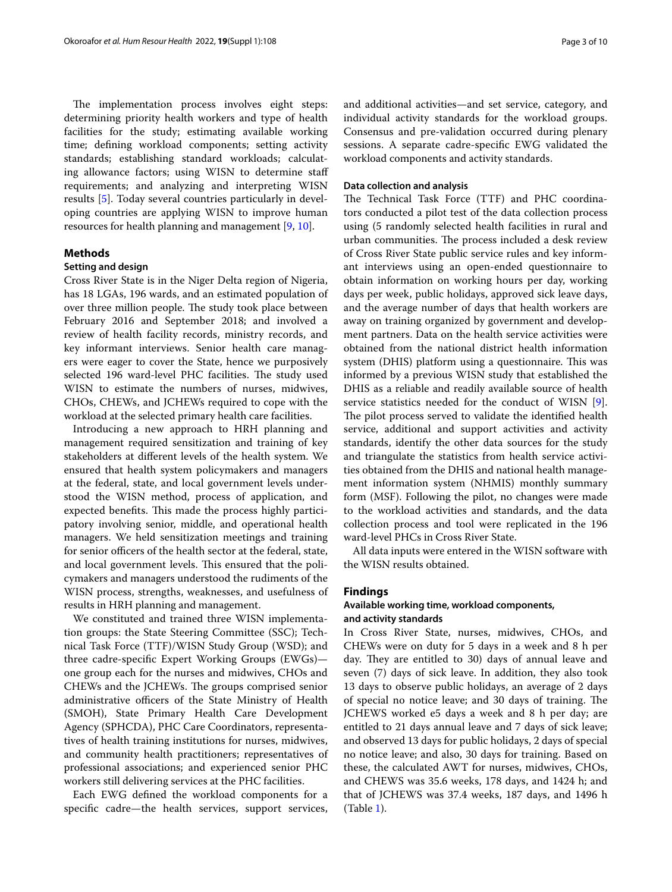The implementation process involves eight steps: determining priority health workers and type of health facilities for the study; estimating available working time; defining workload components; setting activity standards; establishing standard workloads; calculating allowance factors; using WISN to determine staff requirements; and analyzing and interpreting WISN results [5]. Today several countries particularly in developing countries are applying WISN to improve human resources for health planning and management [9, 10].

## Methods

### Setting and design

Cross River State is in the Niger Delta region of Nigeria, has 18 LGAs, 196 wards, and an estimated population of over three million people. The study took place between February 2016 and September 2018; and involved a review of health facility records, ministry records, and key informant interviews. Senior health care managers were eager to cover the State, hence we purposively selected 196 ward-level PHC facilities. The study used WISN to estimate the numbers of nurses, midwives, CHOs, CHEWs, and JCHEWs required to cope with the workload at the selected primary health care facilities.

Introducing a new approach to HRH planning and management required sensitization and training of key stakeholders at different levels of the health system. We ensured that health system policymakers and managers at the federal, state, and local government levels understood the WISN method, process of application, and expected benefits. This made the process highly participatory involving senior, middle, and operational health managers. We held sensitization meetings and training for senior officers of the health sector at the federal, state, and local government levels. This ensured that the policymakers and managers understood the rudiments of the WISN process, strengths, weaknesses, and usefulness of results in HRH planning and management.

We constituted and trained three WISN implementation groups: the State Steering Committee (SSC); Technical Task Force (TTF)/WISN Study Group (WSD); and three cadre-specific Expert Working Groups (EWGs)—one group each for the nurses and midwives, CHOs and CHEWs and the JCHEWs. The groups comprised senior administrative officers of the State Ministry of Health (SMOH), State Primary Health Care Development Agency (SPHCDA), PHC Care Coordinators, representatives of health training institutions for nurses, midwives, and community health practitioners; representatives of professional associations; and experienced senior PHC workers still delivering services at the PHC facilities.

Each EWG defined the workload components for a specific cadre—the health services, support services, and additional activities—and set service, category, and individual activity standards for the workload groups. Consensus and pre-validation occurred during plenary sessions. A separate cadre-specific EWG validated the workload components and activity standards.

### Data collection and analysis

The Technical Task Force (TTF) and PHC coordinators conducted a pilot test of the data collection process using (5 randomly selected health facilities in rural and urban communities. The process included a desk review of Cross River State public service rules and key informant interviews using an open-ended questionnaire to obtain information on working hours per day, working days per week, public holidays, approved sick leave days, and the average number of days that health workers are away on training organized by government and development partners. Data on the health service activities were obtained from the national district health information system (DHIS) platform using a questionnaire. This was informed by a previous WISN study that established the DHIS as a reliable and readily available source of health service statistics needed for the conduct of WISN [9]. The pilot process served to validate the identified health service, additional and support activities and activity standards, identify the other data sources for the study and triangulate the statistics from health service activities obtained from the DHIS and national health management information system (NHMIS) monthly summary form (MSF). Following the pilot, no changes were made to the workload activities and standards, and the data collection process and tool were replicated in the 196 ward-level PHCs in Cross River State.

All data inputs were entered in the WISN software with the WISN results obtained.

## Findings

### Available working time, workload components, and activity standards

In Cross River State, nurses, midwives, CHOs, and CHEWs were on duty for 5 days in a week and 8 h per day. They are entitled to 30) days of annual leave and seven (7) days of sick leave. In addition, they also took 13 days to observe public holidays, an average of 2 days of special no notice leave; and 30 days of training. The JCHEWS worked e5 days a week and 8 h per day; are entitled to 21 days annual leave and 7 days of sick leave; and observed 13 days for public holidays, 2 days of special no notice leave; and also, 30 days for training. Based on these, the calculated AWT for nurses, midwives, CHOs, and CHEWS was 35.6 weeks, 178 days, and 1424 h; and that of JCHEWS was 37.4 weeks, 187 days, and 1496 h (Table 1).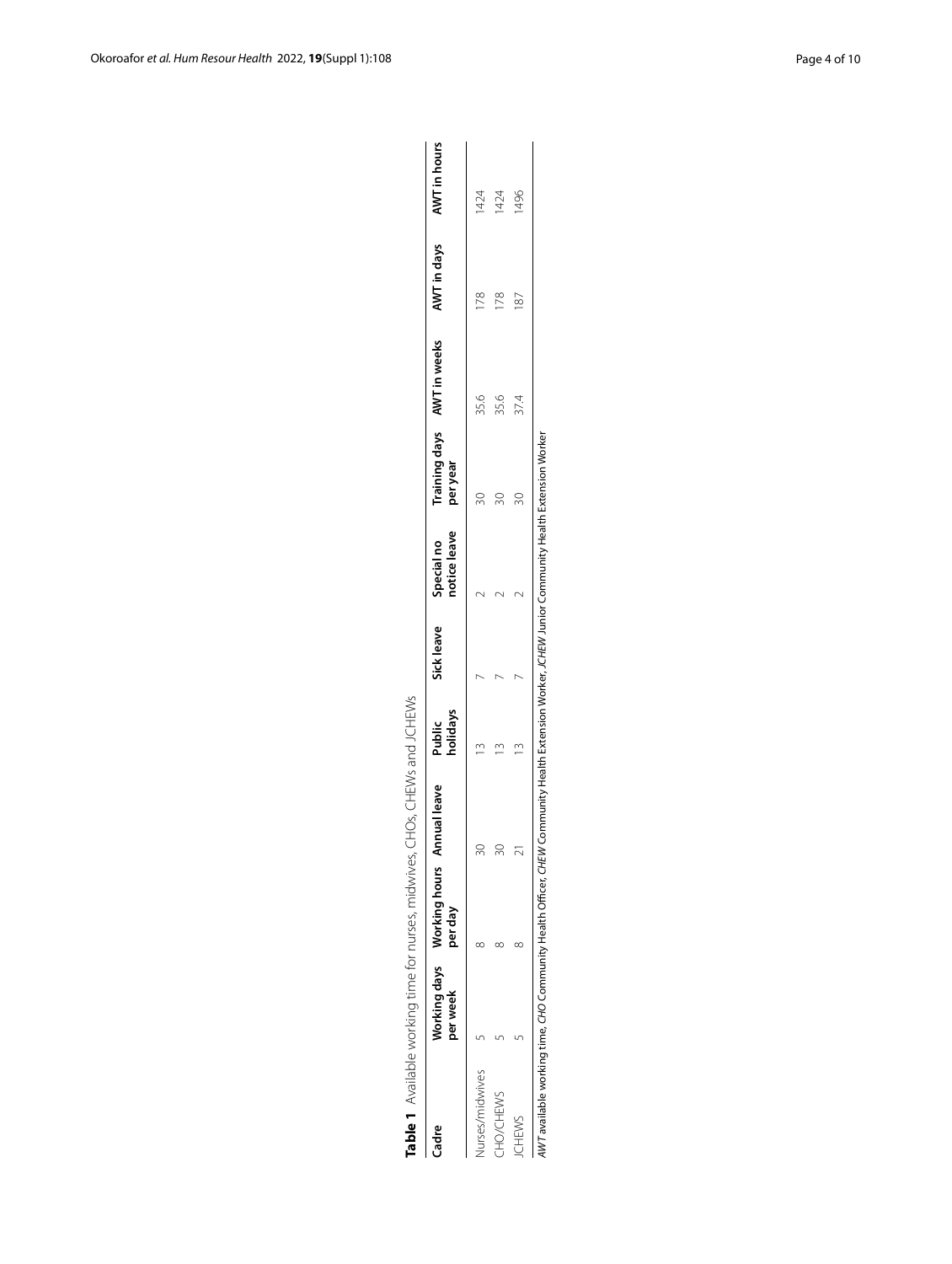**Table 1** Available working time for nurses, midwives, CHOs, CHEWs and JCHEWs

| Cadre | Working days per week | Working hours per day | Annual leave | Public holidays | Sick leave | Special no notice leave | Training days per year | AWT in weeks | AWT in days | AWT in hours |
|---|---|---|---|---|---|---|---|---|---|---|
| Nurses/midwives | 5 | 8 | 30 | 13 | 7 | 2 | 30 | 35.6 | 178 | 1424 |
| CHO/CHEWS | 5 | 8 | 30 | 13 | 7 | 2 | 30 | 35.6 | 178 | 1424 |
| JCHEWS | 5 | 8 | 21 | 13 | 7 | 2 | 30 | 37.4 | 187 | 1496 |

*AWT* available working time, *CHO* Community Health Officer, *CHEW* Community Health Extension Worker, *JCHEW* Junior Community Health Extension Worker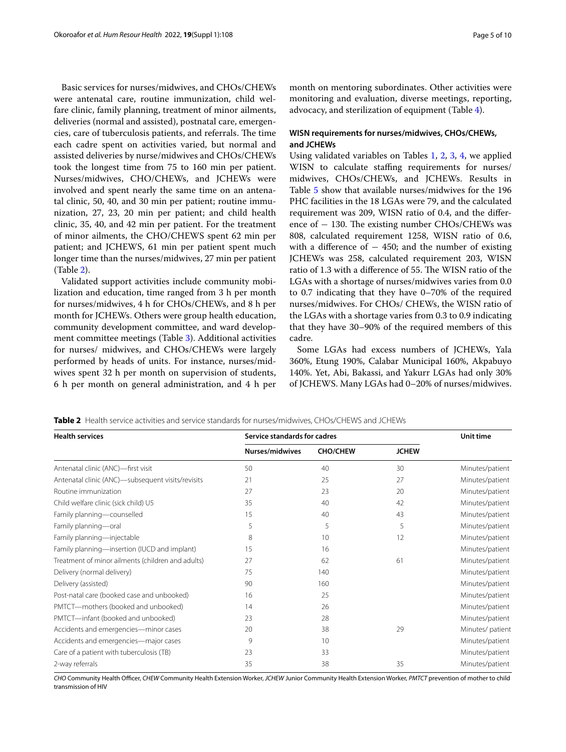Basic services for nurses/midwives, and CHOs/CHEWs were antenatal care, routine immunization, child welfare clinic, family planning, treatment of minor ailments, deliveries (normal and assisted), postnatal care, emergencies, care of tuberculosis patients, and referrals. The time each cadre spent on activities varied, but normal and assisted deliveries by nurse/midwives and CHOs/CHEWs took the longest time from 75 to 160 min per patient. Nurses/midwives, CHO/CHEWs, and JCHEWs were involved and spent nearly the same time on an antenatal clinic, 50, 40, and 30 min per patient; routine immunization, 27, 23, 20 min per patient; and child health clinic, 35, 40, and 42 min per patient. For the treatment of minor ailments, the CHO/CHEWS spent 62 min per patient; and JCHEWS, 61 min per patient spent much longer time than the nurses/midwives, 27 min per patient (Table 2).

Validated support activities include community mobilization and education, time ranged from 3 h per month for nurses/midwives, 4 h for CHOs/CHEWs, and 8 h per month for JCHEWs. Others were group health education, community development committee, and ward development committee meetings (Table 3). Additional activities for nurses/ midwives, and CHOs/CHEWs were largely performed by heads of units. For instance, nurses/midwives spent 32 h per month on supervision of students, 6 h per month on general administration, and 4 h per month on mentoring subordinates. Other activities were monitoring and evaluation, diverse meetings, reporting, advocacy, and sterilization of equipment (Table 4).

### WISN requirements for nurses/midwives, CHOs/CHEWs, and JCHEWs

Using validated variables on Tables 1, 2, 3, 4, we applied WISN to calculate staffing requirements for nurses/midwives, CHOs/CHEWs, and JCHEWs. Results in Table 5 show that available nurses/midwives for the 196 PHC facilities in the 18 LGAs were 79, and the calculated requirement was 209, WISN ratio of 0.4, and the difference of − 130. The existing number CHOs/CHEWs was 808, calculated requirement 1258, WISN ratio of 0.6, with a difference of − 450; and the number of existing JCHEWs was 258, calculated requirement 203, WISN ratio of 1.3 with a difference of 55. The WISN ratio of the LGAs with a shortage of nurses/midwives varies from 0.0 to 0.7 indicating that they have 0–70% of the required nurses/midwives. For CHOs/ CHEWs, the WISN ratio of the LGAs with a shortage varies from 0.3 to 0.9 indicating that they have 30–90% of the required members of this cadre.

Some LGAs had excess numbers of JCHEWs, Yala 360%, Etung 190%, Calabar Municipal 160%, Akpabuyo 140%. Yet, Abi, Bakassi, and Yakurr LGAs had only 30% of JCHEWS. Many LGAs had 0–20% of nurses/midwives.

**Table 2** Health service activities and service standards for nurses/midwives, CHOs/CHEWS and JCHEWs

| Health services | Service standards for cadres | | | Unit time |
|---|---|---|---|---|
| | Nurses/midwives | CHO/CHEW | JCHEW | |
| Antenatal clinic (ANC)—first visit | 50 | 40 | 30 | Minutes/patient |
| Antenatal clinic (ANC)—subsequent visits/revisits | 21 | 25 | 27 | Minutes/patient |
| Routine immunization | 27 | 23 | 20 | Minutes/patient |
| Child welfare clinic (sick child) U5 | 35 | 40 | 42 | Minutes/patient |
| Family planning—counselled | 15 | 40 | 43 | Minutes/patient |
| Family planning—oral | 5 | 5 | 5 | Minutes/patient |
| Family planning—injectable | 8 | 10 | 12 | Minutes/patient |
| Family planning—insertion (IUCD and implant) | 15 | 16 | | Minutes/patient |
| Treatment of minor ailments (children and adults) | 27 | 62 | 61 | Minutes/patient |
| Delivery (normal delivery) | 75 | 140 | | Minutes/patient |
| Delivery (assisted) | 90 | 160 | | Minutes/patient |
| Post-natal care (booked case and unbooked) | 16 | 25 | | Minutes/patient |
| PMTCT—mothers (booked and unbooked) | 14 | 26 | | Minutes/patient |
| PMTCT—infant (booked and unbooked) | 23 | 28 | | Minutes/patient |
| Accidents and emergencies—minor cases | 20 | 38 | 29 | Minutes/ patient |
| Accidents and emergencies—major cases | 9 | 10 | | Minutes/patient |
| Care of a patient with tuberculosis (TB) | 23 | 33 | | Minutes/patient |
| 2-way referrals | 35 | 38 | 35 | Minutes/patient |

*CHO* Community Health Officer, *CHEW* Community Health Extension Worker, *JCHEW* Junior Community Health Extension Worker, *PMTCT* prevention of mother to child transmission of HIV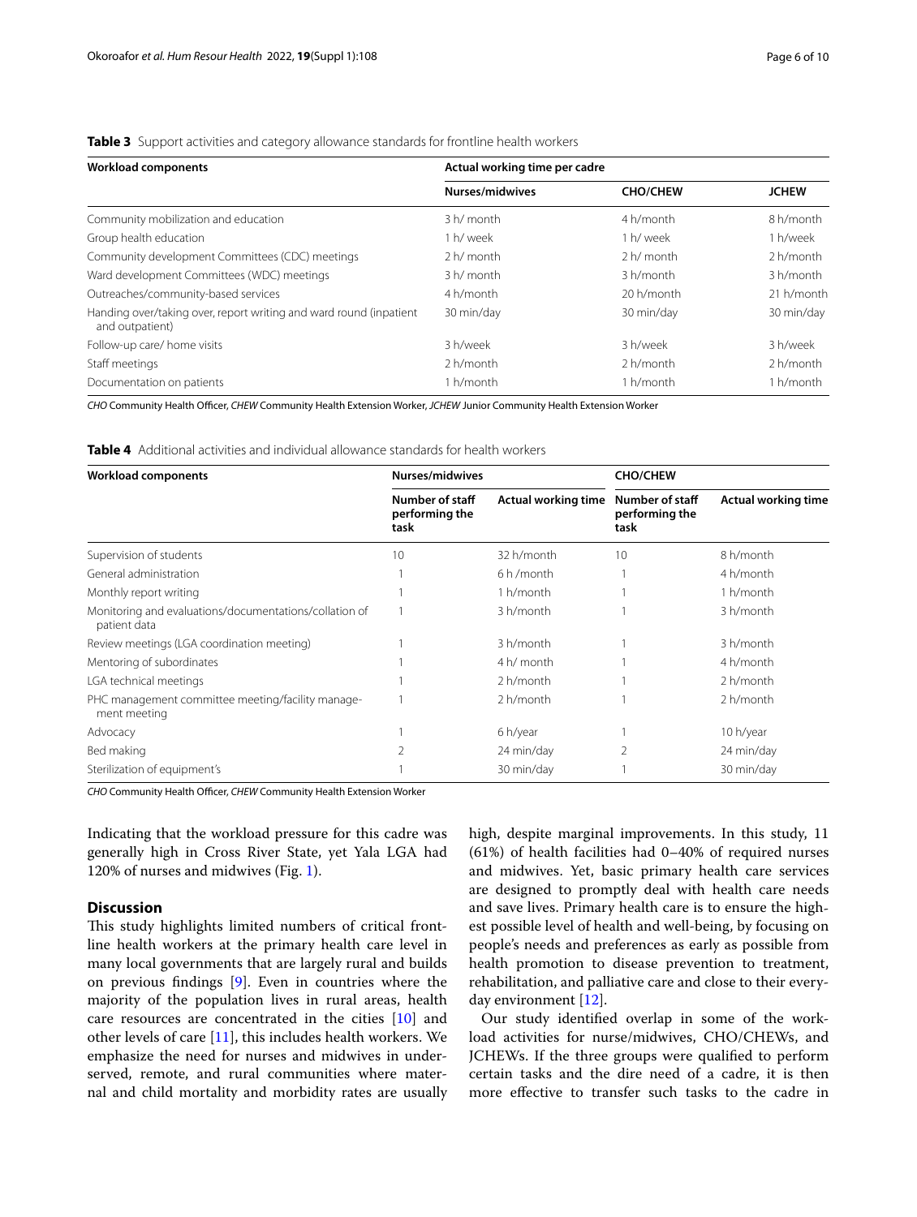**Table 3** Support activities and category allowance standards for frontline health workers

| Workload components | Actual working time per cadre | | |
|---|---|---|---|
| | Nurses/midwives | CHO/CHEW | JCHEW |
| Community mobilization and education | 3 h/ month | 4 h/month | 8 h/month |
| Group health education | 1 h/ week | 1 h/ week | 1 h/week |
| Community development Committees (CDC) meetings | 2 h/ month | 2 h/ month | 2 h/month |
| Ward development Committees (WDC) meetings | 3 h/ month | 3 h/month | 3 h/month |
| Outreaches/community-based services | 4 h/month | 20 h/month | 21 h/month |
| Handing over/taking over, report writing and ward round (inpatient and outpatient) | 30 min/day | 30 min/day | 30 min/day |
| Follow-up care/ home visits | 3 h/week | 3 h/week | 3 h/week |
| Staff meetings | 2 h/month | 2 h/month | 2 h/month |
| Documentation on patients | 1 h/month | 1 h/month | 1 h/month |

*CHO* Community Health Officer, *CHEW* Community Health Extension Worker, *JCHEW* Junior Community Health Extension Worker

**Table 4** Additional activities and individual allowance standards for health workers

| Workload components | Nurses/midwives | | CHO/CHEW | |
|---|---|---|---|---|
| | Number of staff performing the task | Actual working time | Number of staff performing the task | Actual working time |
| Supervision of students | 10 | 32 h/month | 10 | 8 h/month |
| General administration | 1 | 6 h /month | 1 | 4 h/month |
| Monthly report writing | 1 | 1 h/month | 1 | 1 h/month |
| Monitoring and evaluations/documentations/collation of patient data | 1 | 3 h/month | 1 | 3 h/month |
| Review meetings (LGA coordination meeting) | 1 | 3 h/month | 1 | 3 h/month |
| Mentoring of subordinates | 1 | 4 h/ month | 1 | 4 h/month |
| LGA technical meetings | 1 | 2 h/month | 1 | 2 h/month |
| PHC management committee meeting/facility management meeting | 1 | 2 h/month | 1 | 2 h/month |
| Advocacy | 1 | 6 h/year | 1 | 10 h/year |
| Bed making | 2 | 24 min/day | 2 | 24 min/day |
| Sterilization of equipment's | 1 | 30 min/day | 1 | 30 min/day |

*CHO* Community Health Officer, *CHEW* Community Health Extension Worker

Indicating that the workload pressure for this cadre was generally high in Cross River State, yet Yala LGA had 120% of nurses and midwives (Fig. 1).

## Discussion

This study highlights limited numbers of critical frontline health workers at the primary health care level in many local governments that are largely rural and builds on previous findings [9]. Even in countries where the majority of the population lives in rural areas, health care resources are concentrated in the cities [10] and other levels of care [11], this includes health workers. We emphasize the need for nurses and midwives in underserved, remote, and rural communities where maternal and child mortality and morbidity rates are usually high, despite marginal improvements. In this study, 11 (61%) of health facilities had 0–40% of required nurses and midwives. Yet, basic primary health care services are designed to promptly deal with health care needs and save lives. Primary health care is to ensure the highest possible level of health and well-being, by focusing on people's needs and preferences as early as possible from health promotion to disease prevention to treatment, rehabilitation, and palliative care and close to their everyday environment [12].

Our study identified overlap in some of the workload activities for nurse/midwives, CHO/CHEWs, and JCHEWs. If the three groups were qualified to perform certain tasks and the dire need of a cadre, it is then more effective to transfer such tasks to the cadre in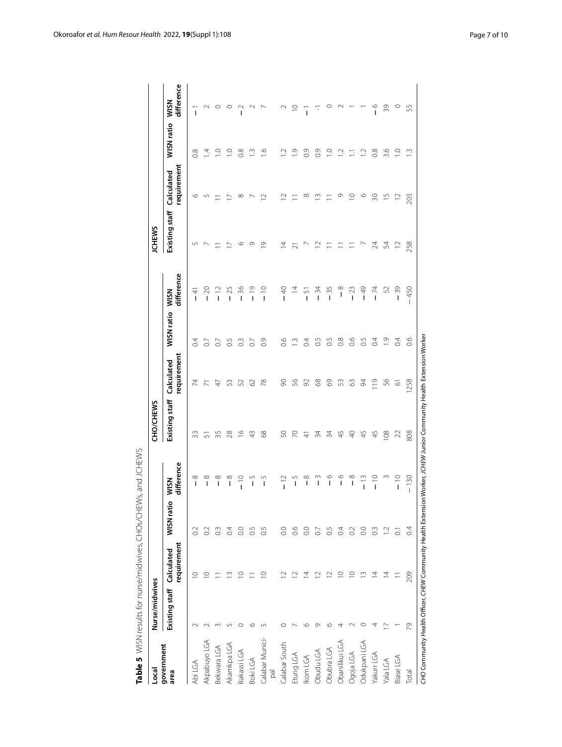**Table 5** WISN results for nurse/midwives, CHOs/CHEWs, and JCHEWS

| Local government area | Nurse/midwives | | | | CHO/CHEWS | | | | JCHEWS | | | |
|---|---|---|---|---|---|---|---|---|---|---|---|---|
| | Existing staff | Calculated requirement | WISN ratio | WISN difference | Existing staff | Calculated requirement | WISN ratio | WISN difference | Existing staff | Calculated requirement | WISN ratio | WISN difference |
| Abi LGA | 2 | 10 | 0.2 | − 8 | 33 | 74 | 0.4 | − 41 | 5 | 6 | 0.8 | − 1 |
| Akpabuyo LGA | 2 | 10 | 0.2 | − 8 | 51 | 71 | 0.7 | − 20 | 7 | 5 | 1.4 | 2 |
| Bekwara LGA | 3 | 11 | 0.3 | − 8 | 35 | 47 | 0.7 | − 12 | 11 | 11 | 1.0 | 0 |
| Akamkpa LGA | 5 | 13 | 0.4 | − 8 | 28 | 53 | 0.5 | − 25 | 17 | 17 | 1.0 | 0 |
| Bakassi LGA | 0 | 10 | 0.0 | − 10 | 16 | 52 | 0.3 | − 36 | 6 | 8 | 0.8 | − 2 |
| Boki LGA | 6 | 11 | 0.5 | − 5 | 43 | 62 | 0.7 | − 19 | 9 | 7 | 1.3 | 2 |
| Calabar Municipal | 5 | 10 | 0.5 | − 5 | 68 | 78 | 0.9 | − 10 | 19 | 12 | 1.6 | 7 |
| Calabar South | 0 | 12 | 0.0 | − 12 | 50 | 90 | 0.6 | − 40 | 14 | 12 | 1.2 | 2 |
| Etung LGA | 7 | 12 | 0.6 | − 5 | 70 | 56 | 1.3 | 14 | 21 | 11 | 1.9 | 10 |
| Ikom LGA | 6 | 14 | 0.0 | − 8 | 41 | 92 | 0.4 | − 51 | 7 | 8 | 0.9 | − 1 |
| Obudu LGA | 9 | 12 | 0.7 | − 3 | 34 | 68 | 0.5 | − 34 | 12 | 13 | 0.9 | -1 |
| Obubra LGA | 6 | 12 | 0.5 | − 6 | 34 | 69 | 0.5 | − 35 | 11 | 11 | 1.0 | 0 |
| Obanliku LGA | 4 | 10 | 0.4 | − 6 | 45 | 53 | 0.8 | − 8 | 11 | 9 | 1.2 | 2 |
| Ogoja LGA | 2 | 10 | 0.2 | − 8 | 40 | 63 | 0.6 | − 23 | 11 | 10 | 1.1 | 1 |
| Odukpani LGA | 0 | 13 | 0.0 | − 13 | 45 | 94 | 0.5 | − 49 | 7 | 6 | 1.2 | 1 |
| Yakurr LGA | 4 | 14 | 0.3 | − 10 | 45 | 119 | 0.4 | − 74 | 24 | 30 | 0.8 | − 6 |
| Yala LGA | 17 | 14 | 1.2 | 3 | 108 | 56 | 1.9 | 52 | 54 | 15 | 3.6 | 39 |
| Biase LGA | 1 | 11 | 0.1 | − 10 | 22 | 61 | 0.4 | − 39 | 12 | 12 | 1.0 | 0 |
| Total | 79 | 209 | 0.4 | − 130 | 808 | 1258 | 0.6 | − 450 | 258 | 203 | 1.3 | 55 |

*CHO* Community Health Officer, *CHEW* Community Health Extension Worker, *JCHEW* Junior Community Health Extension Worker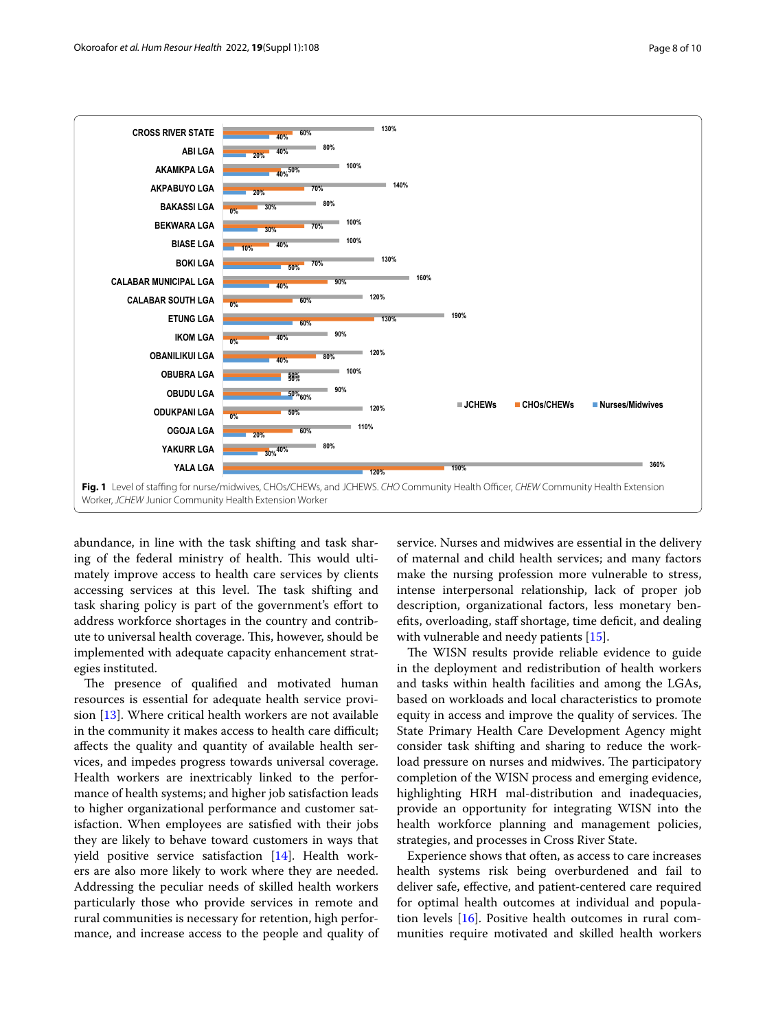Fig. 1 Level of staffing for nurse/midwives, CHOs/CHEWs, and JCHEWS. *CHO* Community Health Officer, *CHEW* Community Health Extension Worker, *JCHEW* Junior Community Health Extension Worker

abundance, in line with the task shifting and task sharing of the federal ministry of health. This would ultimately improve access to health care services by clients accessing services at this level. The task shifting and task sharing policy is part of the government's effort to address workforce shortages in the country and contribute to universal health coverage. This, however, should be implemented with adequate capacity enhancement strategies instituted.

The presence of qualified and motivated human resources is essential for adequate health service provision [13]. Where critical health workers are not available in the community it makes access to health care difficult; affects the quality and quantity of available health services, and impedes progress towards universal coverage. Health workers are inextricably linked to the performance of health systems; and higher job satisfaction leads to higher organizational performance and customer satisfaction. When employees are satisfied with their jobs they are likely to behave toward customers in ways that yield positive service satisfaction [14]. Health workers are also more likely to work where they are needed. Addressing the peculiar needs of skilled health workers particularly those who provide services in remote and rural communities is necessary for retention, high performance, and increase access to the people and quality of service. Nurses and midwives are essential in the delivery of maternal and child health services; and many factors make the nursing profession more vulnerable to stress, intense interpersonal relationship, lack of proper job description, organizational factors, less monetary benefits, overloading, staff shortage, time deficit, and dealing with vulnerable and needy patients [15].

The WISN results provide reliable evidence to guide in the deployment and redistribution of health workers and tasks within health facilities and among the LGAs, based on workloads and local characteristics to promote equity in access and improve the quality of services. The State Primary Health Care Development Agency might consider task shifting and sharing to reduce the workload pressure on nurses and midwives. The participatory completion of the WISN process and emerging evidence, highlighting HRH mal-distribution and inadequacies, provide an opportunity for integrating WISN into the health workforce planning and management policies, strategies, and processes in Cross River State.

Experience shows that often, as access to care increases health systems risk being overburdened and fail to deliver safe, effective, and patient-centered care required for optimal health outcomes at individual and population levels [16]. Positive health outcomes in rural communities require motivated and skilled health workers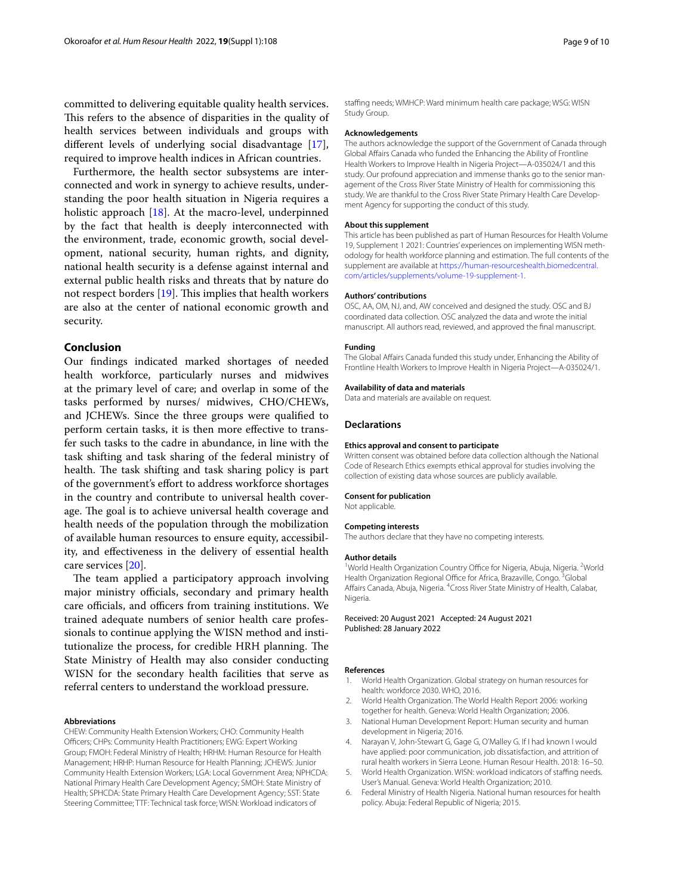committed to delivering equitable quality health services. This refers to the absence of disparities in the quality of health services between individuals and groups with different levels of underlying social disadvantage [17], required to improve health indices in African countries.

Furthermore, the health sector subsystems are interconnected and work in synergy to achieve results, understanding the poor health situation in Nigeria requires a holistic approach [18]. At the macro-level, underpinned by the fact that health is deeply interconnected with the environment, trade, economic growth, social development, national security, human rights, and dignity, national health security is a defense against internal and external public health risks and threats that by nature do not respect borders [19]. This implies that health workers are also at the center of national economic growth and security.

## Conclusion

Our findings indicated marked shortages of needed health workforce, particularly nurses and midwives at the primary level of care; and overlap in some of the tasks performed by nurses/ midwives, CHO/CHEWs, and JCHEWs. Since the three groups were qualified to perform certain tasks, it is then more effective to transfer such tasks to the cadre in abundance, in line with the task shifting and task sharing of the federal ministry of health. The task shifting and task sharing policy is part of the government's effort to address workforce shortages in the country and contribute to universal health coverage. The goal is to achieve universal health coverage and health needs of the population through the mobilization of available human resources to ensure equity, accessibility, and effectiveness in the delivery of essential health care services [20].

The team applied a participatory approach involving major ministry officials, secondary and primary health care officials, and officers from training institutions. We trained adequate numbers of senior health care professionals to continue applying the WISN method and institutionalize the process, for credible HRH planning. The State Ministry of Health may also consider conducting WISN for the secondary health facilities that serve as referral centers to understand the workload pressure.

#### Abbreviations

CHEW: Community Health Extension Workers; CHO: Community Health Officers; CHPs: Community Health Practitioners; EWG: Expert Working Group; FMOH: Federal Ministry of Health; HRHM: Human Resource for Health Management; HRHP: Human Resource for Health Planning; JCHEWS: Junior Community Health Extension Workers; LGA: Local Government Area; NPHCDA: National Primary Health Care Development Agency; SMOH: State Ministry of Health; SPHCDA: State Primary Health Care Development Agency; SST: State Steering Committee; TTF: Technical task force; WISN: Workload indicators of staffing needs; WMHCP: Ward minimum health care package; WSG: WISN Study Group.

#### Acknowledgements

The authors acknowledge the support of the Government of Canada through Global Affairs Canada who funded the Enhancing the Ability of Frontline Health Workers to Improve Health in Nigeria Project—A-035024/1 and this study. Our profound appreciation and immense thanks go to the senior management of the Cross River State Ministry of Health for commissioning this study. We are thankful to the Cross River State Primary Health Care Development Agency for supporting the conduct of this study.

#### About this supplement

This article has been published as part of Human Resources for Health Volume 19, Supplement 1 2021: Countries' experiences on implementing WISN methodology for health workforce planning and estimation. The full contents of the supplement are available at https://human-resourceshealth.biomedcentral.com/articles/supplements/volume-19-supplement-1.

#### Authors' contributions

OSC, AA, OM, NJ, and, AW conceived and designed the study. OSC and BJ coordinated data collection. OSC analyzed the data and wrote the initial manuscript. All authors read, reviewed, and approved the final manuscript.

#### Funding

The Global Affairs Canada funded this study under, Enhancing the Ability of Frontline Health Workers to Improve Health in Nigeria Project—A-035024/1.

#### Availability of data and materials

Data and materials are available on request.

### Declarations

#### Ethics approval and consent to participate

Written consent was obtained before data collection although the National Code of Research Ethics exempts ethical approval for studies involving the collection of existing data whose sources are publicly available.

#### Consent for publication

Not applicable.

#### Competing interests

The authors declare that they have no competing interests.

#### Author details

[1]World Health Organization Country Office for Nigeria, Abuja, Nigeria. [2]World Health Organization Regional Office for Africa, Brazaville, Congo. [3]Global Affairs Canada, Abuja, Nigeria. [4]Cross River State Ministry of Health, Calabar, Nigeria.

Received: 20 August 2021 Accepted: 24 August 2021
Published: 28 January 2022

#### References

1. World Health Organization. Global strategy on human resources for health: workforce 2030. WHO, 2016.
2. World Health Organization. The World Health Report 2006: working together for health. Geneva: World Health Organization; 2006.
3. National Human Development Report: Human security and human development in Nigeria; 2016.
4. Narayan V, John-Stewart G, Gage G, O'Malley G. If I had known I would have applied: poor communication, job dissatisfaction, and attrition of rural health workers in Sierra Leone. Hum Resour Health. 2018: 16–50.
5. World Health Organization. WISN: workload indicators of staffing needs. User's Manual. Geneva: World Health Organization; 2010.
6. Federal Ministry of Health Nigeria. National human resources for health policy. Abuja: Federal Republic of Nigeria; 2015.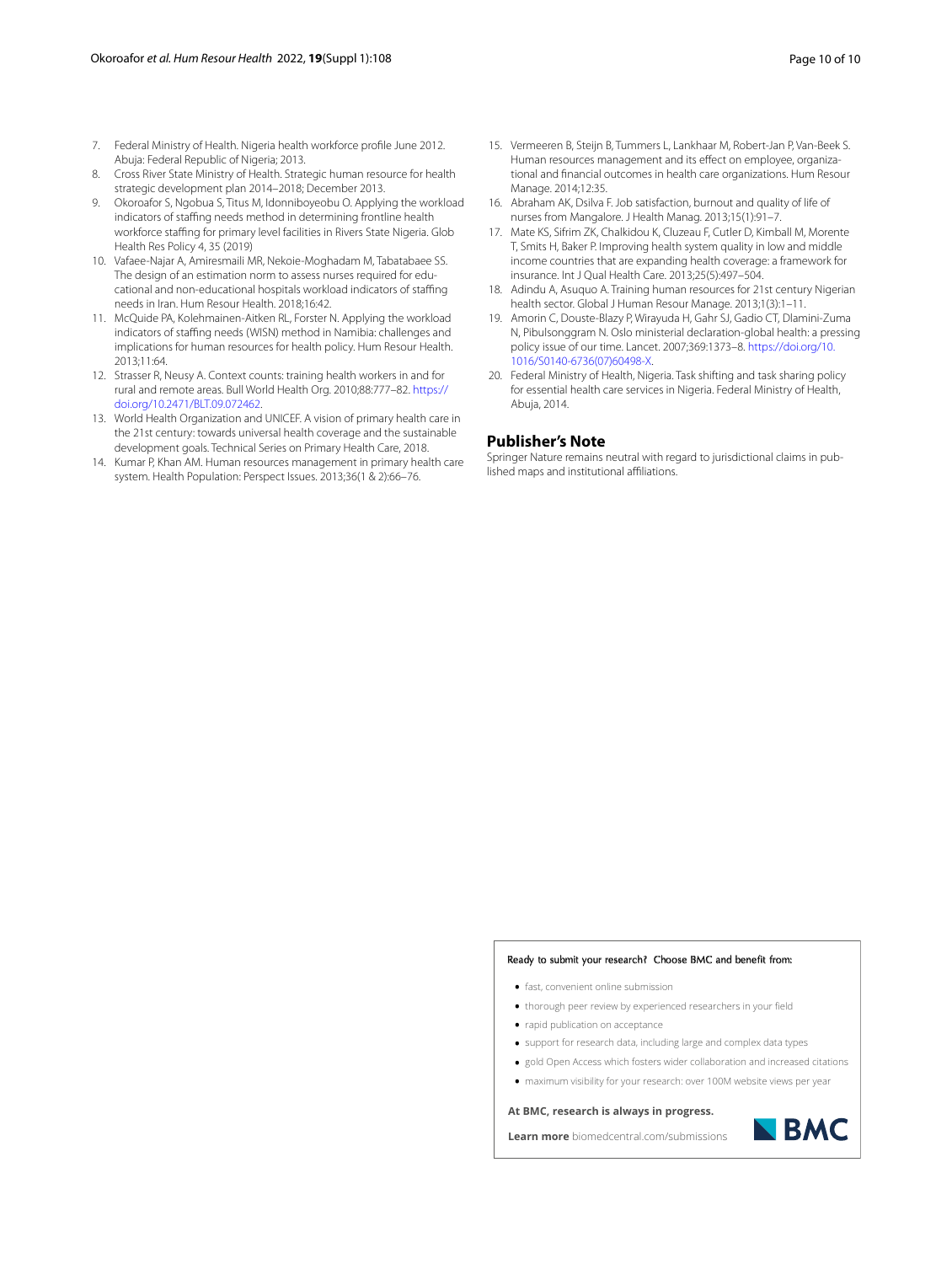7. Federal Ministry of Health. Nigeria health workforce profile June 2012. Abuja: Federal Republic of Nigeria; 2013.
8. Cross River State Ministry of Health. Strategic human resource for health strategic development plan 2014–2018; December 2013.
9. Okoroafor S, Ngobua S, Titus M, Idonniboyeobu O. Applying the workload indicators of staffing needs method in determining frontline health workforce staffing for primary level facilities in Rivers State Nigeria. Glob Health Res Policy 4, 35 (2019)
10. Vafaee-Najar A, Amiresmaili MR, Nekoie-Moghadam M, Tabatabaee SS. The design of an estimation norm to assess nurses required for educational and non-educational hospitals workload indicators of staffing needs in Iran. Hum Resour Health. 2018;16:42.
11. McQuide PA, Kolehmainen-Aitken RL, Forster N. Applying the workload indicators of staffing needs (WISN) method in Namibia: challenges and implications for human resources for health policy. Hum Resour Health. 2013;11:64.
12. Strasser R, Neusy A. Context counts: training health workers in and for rural and remote areas. Bull World Health Org. 2010;88:777–82. https://doi.org/10.2471/BLT.09.072462.
13. World Health Organization and UNICEF. A vision of primary health care in the 21st century: towards universal health coverage and the sustainable development goals. Technical Series on Primary Health Care, 2018.
14. Kumar P, Khan AM. Human resources management in primary health care system. Health Population: Perspect Issues. 2013;36(1 & 2):66–76.
15. Vermeeren B, Steijn B, Tummers L, Lankhaar M, Robert-Jan P, Van-Beek S. Human resources management and its effect on employee, organizational and financial outcomes in health care organizations. Hum Resour Manage. 2014;12:35.
16. Abraham AK, Dsilva F. Job satisfaction, burnout and quality of life of nurses from Mangalore. J Health Manag. 2013;15(1):91–7.
17. Mate KS, Sifrim ZK, Chalkidou K, Cluzeau F, Cutler D, Kimball M, Morente T, Smits H, Baker P. Improving health system quality in low and middle income countries that are expanding health coverage: a framework for insurance. Int J Qual Health Care. 2013;25(5):497–504.
18. Adindu A, Asuquo A. Training human resources for 21st century Nigerian health sector. Global J Human Resour Manage. 2013;1(3):1–11.
19. Amorin C, Douste-Blazy P, Wirayuda H, Gahr SJ, Gadio CT, Dlamini-Zuma N, Pibulsonggram N. Oslo ministerial declaration-global health: a pressing policy issue of our time. Lancet. 2007;369:1373–8. https://doi.org/10.1016/S0140-6736(07)60498-X.
20. Federal Ministry of Health, Nigeria. Task shifting and task sharing policy for essential health care services in Nigeria. Federal Ministry of Health, Abuja, 2014.

## Publisher's Note

Springer Nature remains neutral with regard to jurisdictional claims in published maps and institutional affiliations.

Ready to submit your research? Choose BMC and benefit from:

- fast, convenient online submission
- thorough peer review by experienced researchers in your field
- rapid publication on acceptance
- support for research data, including large and complex data types
- gold Open Access which fosters wider collaboration and increased citations
- maximum visibility for your research: over 100M website views per year

**At BMC, research is always in progress.**

**Learn more** biomedcentral.com/submissions

BMC